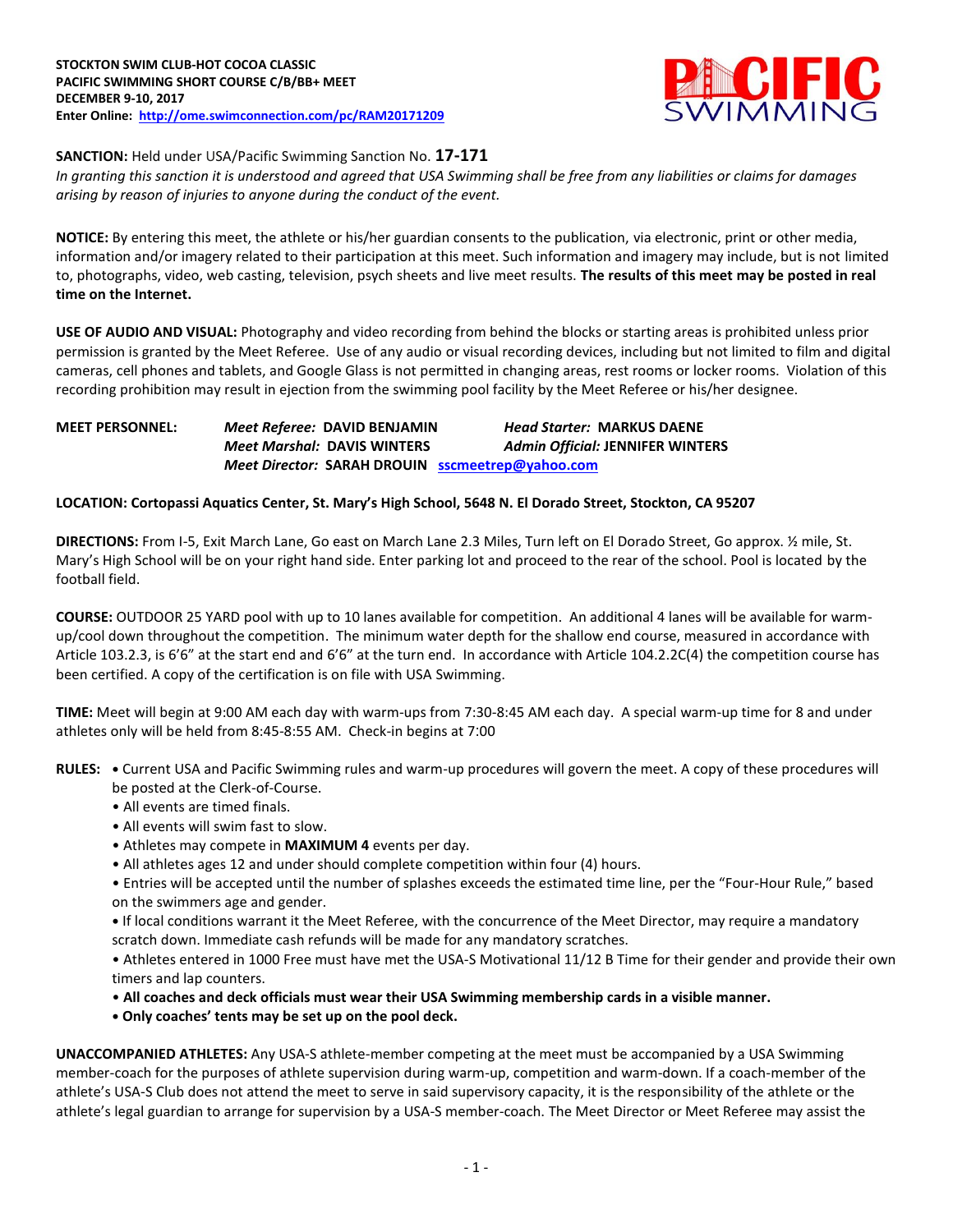**STOCKTON SWIM CLUB-HOT COCOA CLASSIC**
**PACIFIC SWIMMING SHORT COURSE C/B/BB+ MEET**
**DECEMBER 9-10, 2017**
**Enter Online: http://ome.swimconnection.com/pc/RAM20171209**

**SANCTION:** Held under USA/Pacific Swimming Sanction No. **17-171**
*In granting this sanction it is understood and agreed that USA Swimming shall be free from any liabilities or claims for damages arising by reason of injuries to anyone during the conduct of the event.*

**NOTICE:** By entering this meet, the athlete or his/her guardian consents to the publication, via electronic, print or other media, information and/or imagery related to their participation at this meet. Such information and imagery may include, but is not limited to, photographs, video, web casting, television, psych sheets and live meet results. **The results of this meet may be posted in real time on the Internet.**

**USE OF AUDIO AND VISUAL:** Photography and video recording from behind the blocks or starting areas is prohibited unless prior permission is granted by the Meet Referee. Use of any audio or visual recording devices, including but not limited to film and digital cameras, cell phones and tablets, and Google Glass is not permitted in changing areas, rest rooms or locker rooms. Violation of this recording prohibition may result in ejection from the swimming pool facility by the Meet Referee or his/her designee.

**MEET PERSONNEL:** *Meet Referee:* **DAVID BENJAMIN** *Head Starter:* **MARKUS DAENE**
*Meet Marshal:* **DAVIS WINTERS** *Admin Official:* **JENNIFER WINTERS**
*Meet Director:* **SARAH DROUIN sscmeetrep@yahoo.com**

**LOCATION: Cortopassi Aquatics Center, St. Mary's High School, 5648 N. El Dorado Street, Stockton, CA 95207**

**DIRECTIONS:** From I-5, Exit March Lane, Go east on March Lane 2.3 Miles, Turn left on El Dorado Street, Go approx. ½ mile, St. Mary's High School will be on your right hand side. Enter parking lot and proceed to the rear of the school. Pool is located by the football field.

**COURSE:** OUTDOOR 25 YARD pool with up to 10 lanes available for competition. An additional 4 lanes will be available for warm-up/cool down throughout the competition. The minimum water depth for the shallow end course, measured in accordance with Article 103.2.3, is 6'6" at the start end and 6'6" at the turn end. In accordance with Article 104.2.2C(4) the competition course has been certified. A copy of the certification is on file with USA Swimming.

**TIME:** Meet will begin at 9:00 AM each day with warm-ups from 7:30-8:45 AM each day. A special warm-up time for 8 and under athletes only will be held from 8:45-8:55 AM. Check-in begins at 7:00

**RULES:**
- Current USA and Pacific Swimming rules and warm-up procedures will govern the meet. A copy of these procedures will be posted at the Clerk-of-Course.
- All events are timed finals.
- All events will swim fast to slow.
- Athletes may compete in **MAXIMUM 4** events per day.
- All athletes ages 12 and under should complete competition within four (4) hours.
- Entries will be accepted until the number of splashes exceeds the estimated time line, per the "Four-Hour Rule," based on the swimmers age and gender.
- If local conditions warrant it the Meet Referee, with the concurrence of the Meet Director, may require a mandatory scratch down. Immediate cash refunds will be made for any mandatory scratches.
- Athletes entered in 1000 Free must have met the USA-S Motivational 11/12 B Time for their gender and provide their own timers and lap counters.
- **All coaches and deck officials must wear their USA Swimming membership cards in a visible manner.**
- **Only coaches' tents may be set up on the pool deck.**

**UNACCOMPANIED ATHLETES:** Any USA-S athlete-member competing at the meet must be accompanied by a USA Swimming member-coach for the purposes of athlete supervision during warm-up, competition and warm-down. If a coach-member of the athlete's USA-S Club does not attend the meet to serve in said supervisory capacity, it is the responsibility of the athlete or the athlete's legal guardian to arrange for supervision by a USA-S member-coach. The Meet Director or Meet Referee may assist the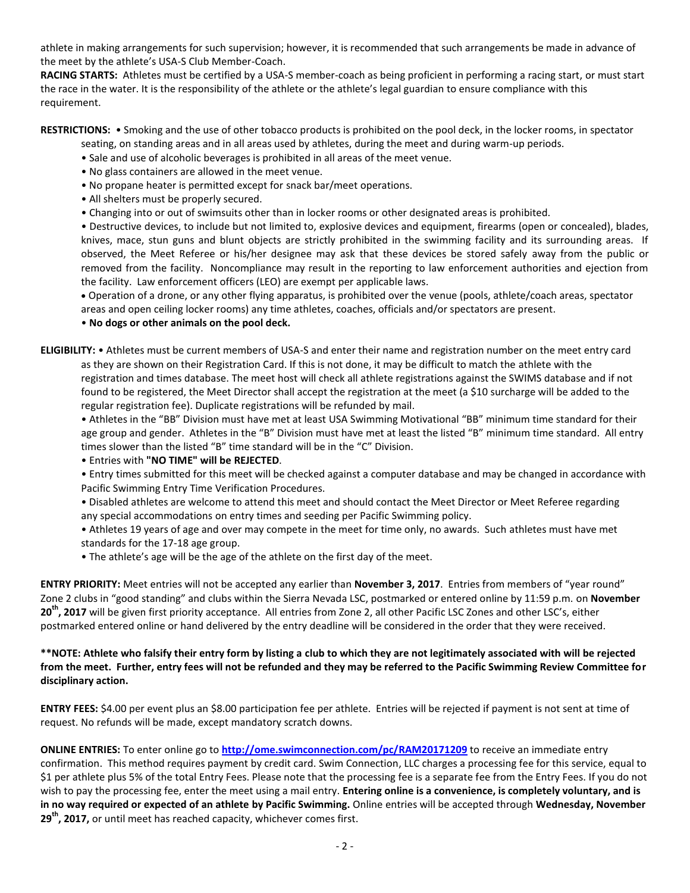athlete in making arrangements for such supervision; however, it is recommended that such arrangements be made in advance of the meet by the athlete's USA-S Club Member-Coach.

**RACING STARTS:** Athletes must be certified by a USA-S member-coach as being proficient in performing a racing start, or must start the race in the water. It is the responsibility of the athlete or the athlete's legal guardian to ensure compliance with this requirement.

**RESTRICTIONS:** • Smoking and the use of other tobacco products is prohibited on the pool deck, in the locker rooms, in spectator seating, on standing areas and in all areas used by athletes, during the meet and during warm-up periods.

- Sale and use of alcoholic beverages is prohibited in all areas of the meet venue.
- No glass containers are allowed in the meet venue.
- No propane heater is permitted except for snack bar/meet operations.
- All shelters must be properly secured.
- Changing into or out of swimsuits other than in locker rooms or other designated areas is prohibited.
- Destructive devices, to include but not limited to, explosive devices and equipment, firearms (open or concealed), blades, knives, mace, stun guns and blunt objects are strictly prohibited in the swimming facility and its surrounding areas. If observed, the Meet Referee or his/her designee may ask that these devices be stored safely away from the public or removed from the facility. Noncompliance may result in the reporting to law enforcement authorities and ejection from the facility. Law enforcement officers (LEO) are exempt per applicable laws.
- Operation of a drone, or any other flying apparatus, is prohibited over the venue (pools, athlete/coach areas, spectator areas and open ceiling locker rooms) any time athletes, coaches, officials and/or spectators are present.
- **No dogs or other animals on the pool deck.**

**ELIGIBILITY:** • Athletes must be current members of USA-S and enter their name and registration number on the meet entry card as they are shown on their Registration Card. If this is not done, it may be difficult to match the athlete with the registration and times database. The meet host will check all athlete registrations against the SWIMS database and if not found to be registered, the Meet Director shall accept the registration at the meet (a $10 surcharge will be added to the regular registration fee). Duplicate registrations will be refunded by mail.

- Athletes in the "BB" Division must have met at least USA Swimming Motivational "BB" minimum time standard for their age group and gender. Athletes in the "B" Division must have met at least the listed "B" minimum time standard. All entry times slower than the listed "B" time standard will be in the "C" Division.
- Entries with **"NO TIME" will be REJECTED**.
- Entry times submitted for this meet will be checked against a computer database and may be changed in accordance with Pacific Swimming Entry Time Verification Procedures.
- Disabled athletes are welcome to attend this meet and should contact the Meet Director or Meet Referee regarding any special accommodations on entry times and seeding per Pacific Swimming policy.
- Athletes 19 years of age and over may compete in the meet for time only, no awards. Such athletes must have met standards for the 17-18 age group.
- The athlete's age will be the age of the athlete on the first day of the meet.

**ENTRY PRIORITY:** Meet entries will not be accepted any earlier than **November 3, 2017**. Entries from members of "year round" Zone 2 clubs in "good standing" and clubs within the Sierra Nevada LSC, postmarked or entered online by 11:59 p.m. on **November 20th, 2017** will be given first priority acceptance. All entries from Zone 2, all other Pacific LSC Zones and other LSC's, either postmarked entered online or hand delivered by the entry deadline will be considered in the order that they were received.

**\*\*NOTE: Athlete who falsify their entry form by listing a club to which they are not legitimately associated with will be rejected from the meet. Further, entry fees will not be refunded and they may be referred to the Pacific Swimming Review Committee for disciplinary action.**

**ENTRY FEES:** $4.00 per event plus an $8.00 participation fee per athlete. Entries will be rejected if payment is not sent at time of request. No refunds will be made, except mandatory scratch downs.

**ONLINE ENTRIES:** To enter online go to **http://ome.swimconnection.com/pc/RAM20171209** to receive an immediate entry confirmation. This method requires payment by credit card. Swim Connection, LLC charges a processing fee for this service, equal to $1 per athlete plus 5% of the total Entry Fees. Please note that the processing fee is a separate fee from the Entry Fees. If you do not wish to pay the processing fee, enter the meet using a mail entry. **Entering online is a convenience, is completely voluntary, and is in no way required or expected of an athlete by Pacific Swimming.** Online entries will be accepted through **Wednesday, November 29th, 2017,** or until meet has reached capacity, whichever comes first.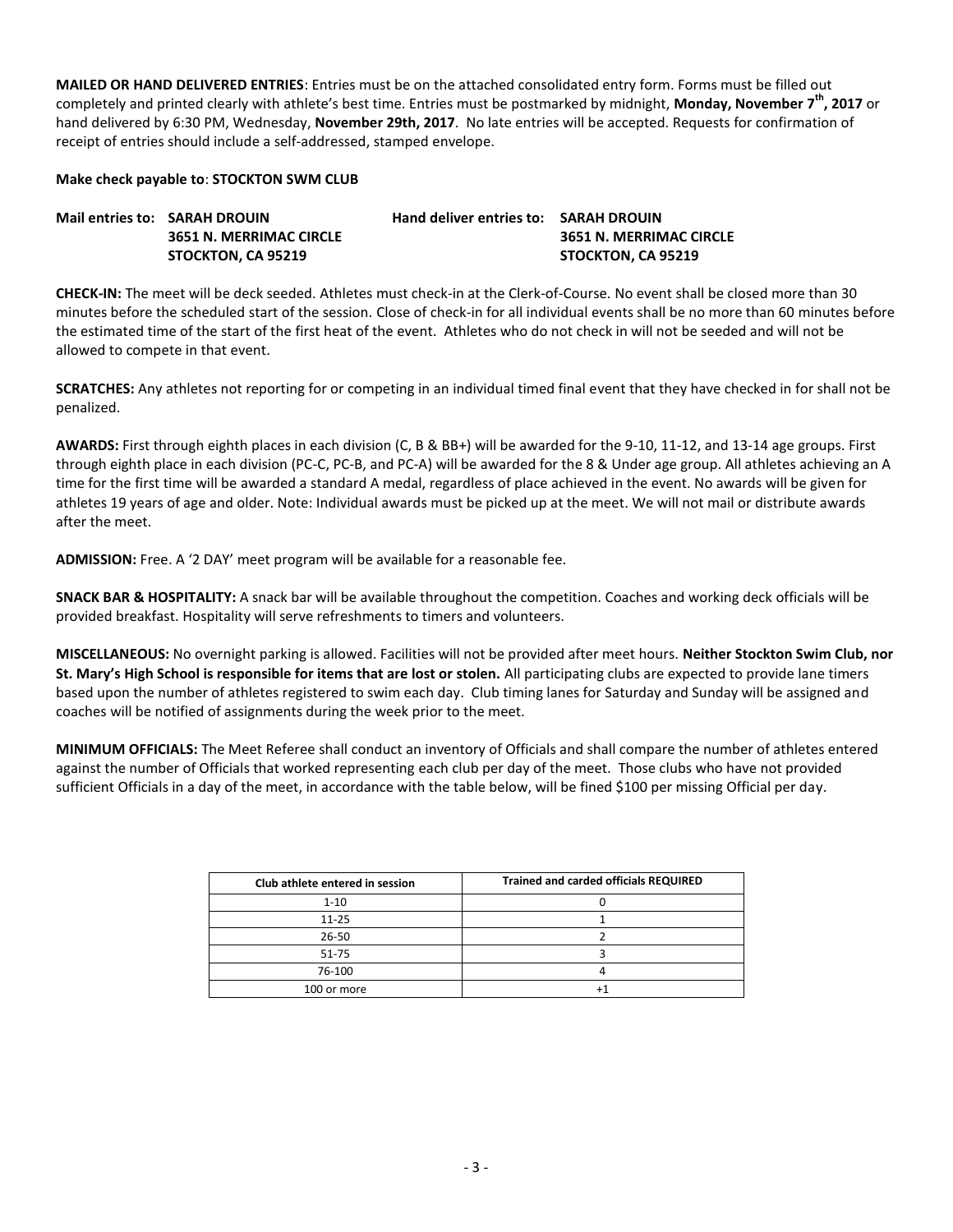**MAILED OR HAND DELIVERED ENTRIES**: Entries must be on the attached consolidated entry form. Forms must be filled out completely and printed clearly with athlete's best time. Entries must be postmarked by midnight, **Monday, November 7th, 2017** or hand delivered by 6:30 PM, Wednesday, **November 29th, 2017**. No late entries will be accepted. Requests for confirmation of receipt of entries should include a self-addressed, stamped envelope.

**Make check payable to**: **STOCKTON SWM CLUB**

**Mail entries to: SARAH DROUIN**
**3651 N. MERRIMAC CIRCLE**
**STOCKTON, CA 95219**

**Hand deliver entries to: SARAH DROUIN**
**3651 N. MERRIMAC CIRCLE**
**STOCKTON, CA 95219**

**CHECK-IN:** The meet will be deck seeded. Athletes must check-in at the Clerk-of-Course. No event shall be closed more than 30 minutes before the scheduled start of the session. Close of check-in for all individual events shall be no more than 60 minutes before the estimated time of the start of the first heat of the event. Athletes who do not check in will not be seeded and will not be allowed to compete in that event.

**SCRATCHES:** Any athletes not reporting for or competing in an individual timed final event that they have checked in for shall not be penalized.

**AWARDS:** First through eighth places in each division (C, B & BB+) will be awarded for the 9-10, 11-12, and 13-14 age groups. First through eighth place in each division (PC-C, PC-B, and PC-A) will be awarded for the 8 & Under age group. All athletes achieving an A time for the first time will be awarded a standard A medal, regardless of place achieved in the event. No awards will be given for athletes 19 years of age and older. Note: Individual awards must be picked up at the meet. We will not mail or distribute awards after the meet.

**ADMISSION:** Free. A '2 DAY' meet program will be available for a reasonable fee.

**SNACK BAR & HOSPITALITY:** A snack bar will be available throughout the competition. Coaches and working deck officials will be provided breakfast. Hospitality will serve refreshments to timers and volunteers.

**MISCELLANEOUS:** No overnight parking is allowed. Facilities will not be provided after meet hours. **Neither Stockton Swim Club, nor St. Mary's High School is responsible for items that are lost or stolen.** All participating clubs are expected to provide lane timers based upon the number of athletes registered to swim each day. Club timing lanes for Saturday and Sunday will be assigned and coaches will be notified of assignments during the week prior to the meet.

**MINIMUM OFFICIALS:** The Meet Referee shall conduct an inventory of Officials and shall compare the number of athletes entered against the number of Officials that worked representing each club per day of the meet. Those clubs who have not provided sufficient Officials in a day of the meet, in accordance with the table below, will be fined $100 per missing Official per day.

| Club athlete entered in session | Trained and carded officials REQUIRED |
|---|---|
| 1-10 | 0 |
| 11-25 | 1 |
| 26-50 | 2 |
| 51-75 | 3 |
| 76-100 | 4 |
| 100 or more | +1 |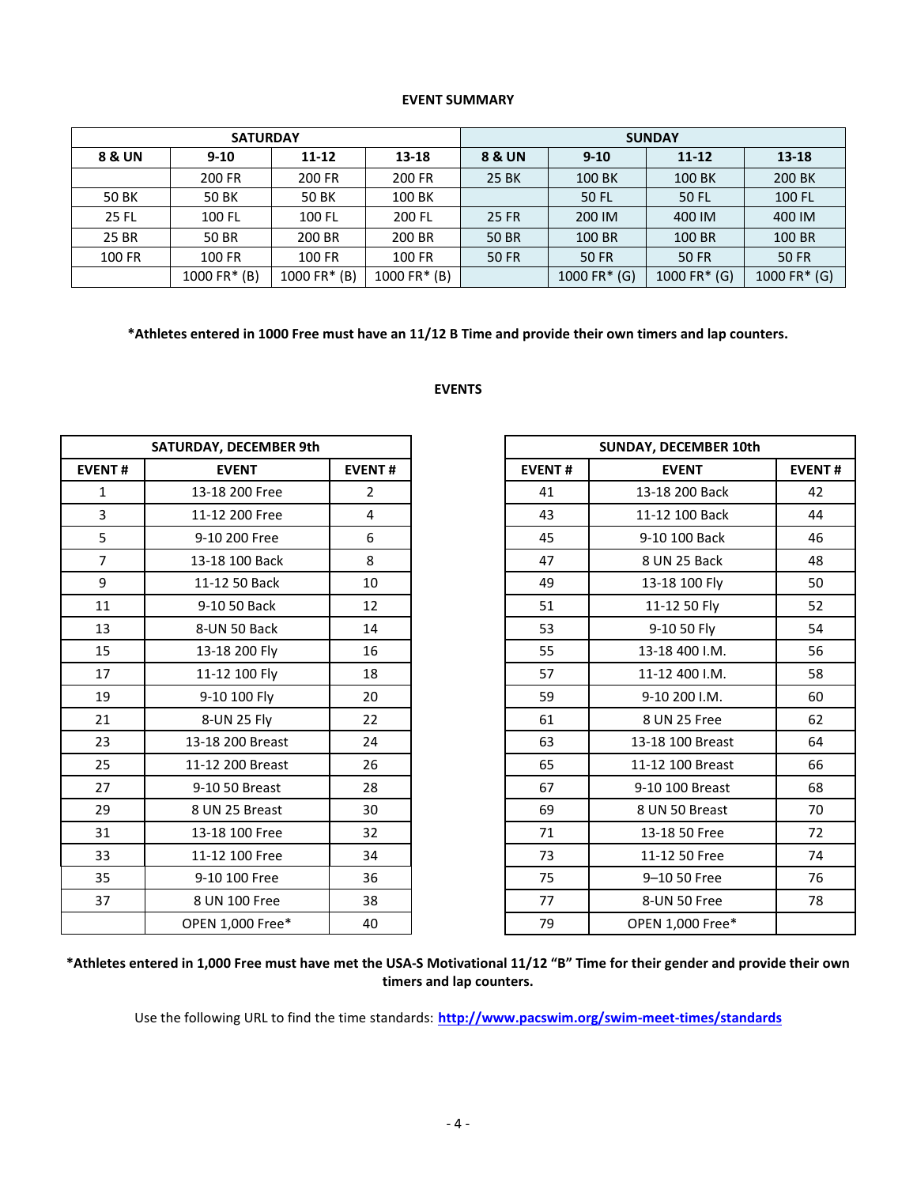**EVENT SUMMARY**

| SATURDAY | | | | SUNDAY | | | |
|---|---|---|---|---|---|---|---|
| 8 & UN | 9-10 | 11-12 | 13-18 | 8 & UN | 9-10 | 11-12 | 13-18 |
| | 200 FR | 200 FR | 200 FR | 25 BK | 100 BK | 100 BK | 200 BK |
| 50 BK | 50 BK | 50 BK | 100 BK | | 50 FL | 50 FL | 100 FL |
| 25 FL | 100 FL | 100 FL | 200 FL | 25 FR | 200 IM | 400 IM | 400 IM |
| 25 BR | 50 BR | 200 BR | 200 BR | 50 BR | 100 BR | 100 BR | 100 BR |
| 100 FR | 100 FR | 100 FR | 100 FR | 50 FR | 50 FR | 50 FR | 50 FR |
| | 1000 FR* (B) | 1000 FR* (B) | 1000 FR* (B) | | 1000 FR* (G) | 1000 FR* (G) | 1000 FR* (G) |

**\*Athletes entered in 1000 Free must have an 11/12 B Time and provide their own timers and lap counters.**

**EVENTS**

| SATURDAY, DECEMBER 9th | | |
|---|---|---|
| EVENT # | EVENT | EVENT # |
| 1 | 13-18 200 Free | 2 |
| 3 | 11-12 200 Free | 4 |
| 5 | 9-10 200 Free | 6 |
| 7 | 13-18 100 Back | 8 |
| 9 | 11-12 50 Back | 10 |
| 11 | 9-10 50 Back | 12 |
| 13 | 8-UN 50 Back | 14 |
| 15 | 13-18 200 Fly | 16 |
| 17 | 11-12 100 Fly | 18 |
| 19 | 9-10 100 Fly | 20 |
| 21 | 8-UN 25 Fly | 22 |
| 23 | 13-18 200 Breast | 24 |
| 25 | 11-12 200 Breast | 26 |
| 27 | 9-10 50 Breast | 28 |
| 29 | 8 UN 25 Breast | 30 |
| 31 | 13-18 100 Free | 32 |
| 33 | 11-12 100 Free | 34 |
| 35 | 9-10 100 Free | 36 |
| 37 | 8 UN 100 Free | 38 |
| | OPEN 1,000 Free* | 40 |

| SUNDAY, DECEMBER 10th | | |
|---|---|---|
| EVENT # | EVENT | EVENT # |
| 41 | 13-18 200 Back | 42 |
| 43 | 11-12 100 Back | 44 |
| 45 | 9-10 100 Back | 46 |
| 47 | 8 UN 25 Back | 48 |
| 49 | 13-18 100 Fly | 50 |
| 51 | 11-12 50 Fly | 52 |
| 53 | 9-10 50 Fly | 54 |
| 55 | 13-18 400 I.M. | 56 |
| 57 | 11-12 400 I.M. | 58 |
| 59 | 9-10 200 I.M. | 60 |
| 61 | 8 UN 25 Free | 62 |
| 63 | 13-18 100 Breast | 64 |
| 65 | 11-12 100 Breast | 66 |
| 67 | 9-10 100 Breast | 68 |
| 69 | 8 UN 50 Breast | 70 |
| 71 | 13-18 50 Free | 72 |
| 73 | 11-12 50 Free | 74 |
| 75 | 9–10 50 Free | 76 |
| 77 | 8-UN 50 Free | 78 |
| 79 | OPEN 1,000 Free* | |

**\*Athletes entered in 1,000 Free must have met the USA-S Motivational 11/12 "B" Time for their gender and provide their own timers and lap counters.**

Use the following URL to find the time standards: **http://www.pacswim.org/swim-meet-times/standards**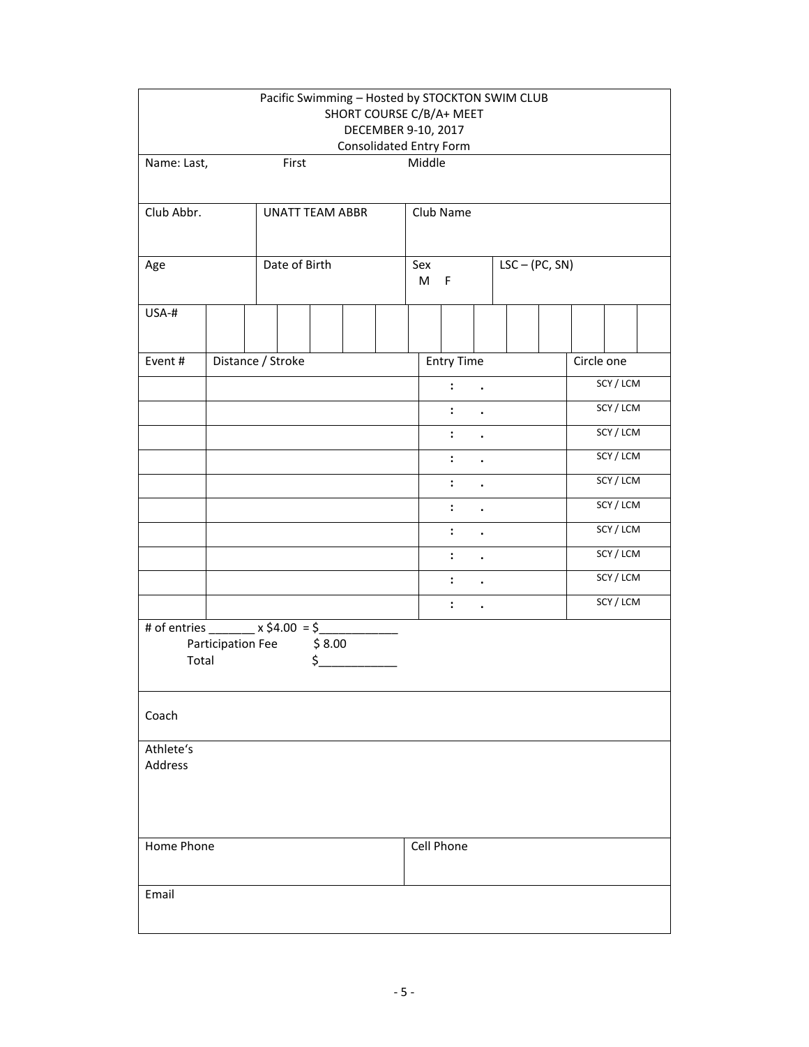Pacific Swimming – Hosted by STOCKTON SWIM CLUB
SHORT COURSE C/B/A+ MEET
DECEMBER 9-10, 2017
Consolidated Entry Form

| Name: Last, | First | Middle | |
|---|---|---|---|
| Club Abbr. | UNATT TEAM ABBR | Club Name | |
| Age | Date of Birth | Sex M F | LSC – (PC, SN) |

USA-#

| Event # | Distance / Stroke | Entry Time | Circle one |
|---|---|---|---|
| | | : . | SCY / LCM |
| | | : . | SCY / LCM |
| | | : . | SCY / LCM |
| | | : . | SCY / LCM |
| | | : . | SCY / LCM |
| | | : . | SCY / LCM |
| | | : . | SCY / LCM |
| | | : . | SCY / LCM |
| | | : . | SCY / LCM |
| | | : . | SCY / LCM |

# of entries _______ x $4.00 = $____________
Participation Fee $ 8.00
Total $____________

Coach

Athlete's Address

| Home Phone | Cell Phone |
|---|---|
| | |

Email